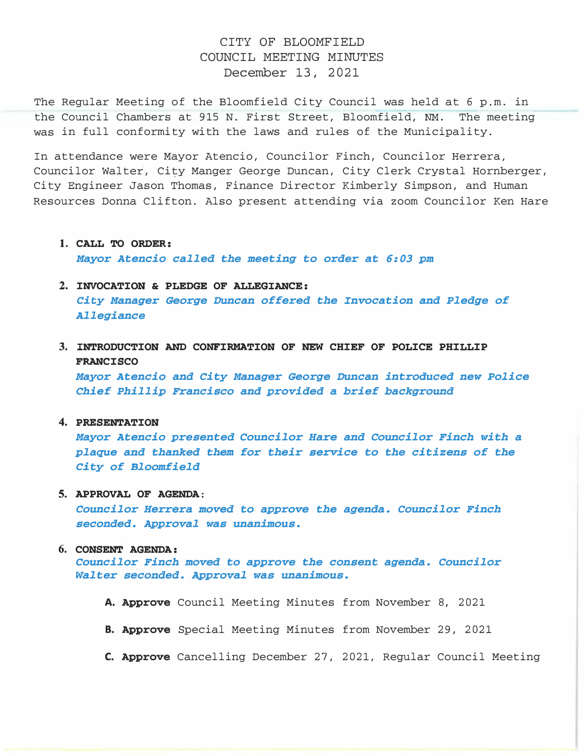# CITY OF BLOOMFIELD
## COUNCIL MEETING MINUTES
### December 13, 2021

The Regular Meeting of the Bloomfield City Council was held at 6 p.m. in the Council Chambers at 915 N. First Street, Bloomfield, NM. The meeting was in full conformity with the laws and rules of the Municipality.

In attendance were Mayor Atencio, Councilor Finch, Councilor Herrera, Councilor Walter, City Manger George Duncan, City Clerk Crystal Hornberger, City Engineer Jason Thomas, Finance Director Kimberly Simpson, and Human Resources Donna Clifton. Also present attending via zoom Councilor Ken Hare

1. **CALL TO ORDER:**
   ***Mayor Atencio called the meeting to order at 6:03 pm***

2. **INVOCATION & PLEDGE OF ALLEGIANCE:**
   ***City Manager George Duncan offered the Invocation and Pledge of Allegiance***

3. **INTRODUCTION AND CONFIRMATION OF NEW CHIEF OF POLICE PHILLIP FRANCISCO**
   ***Mayor Atencio and City Manager George Duncan introduced new Police Chief Phillip Francisco and provided a brief background***

4. **PRESENTATION**
   ***Mayor Atencio presented Councilor Hare and Councilor Finch with a plaque and thanked them for their service to the citizens of the City of Bloomfield***

5. **APPROVAL OF AGENDA:**
   ***Councilor Herrera moved to approve the agenda. Councilor Finch seconded. Approval was unanimous.***

6. **CONSENT AGENDA:**
   ***Councilor Finch moved to approve the consent agenda. Councilor Walter seconded. Approval was unanimous.***

   **A. Approve** Council Meeting Minutes from November 8, 2021

   **B. Approve** Special Meeting Minutes from November 29, 2021

   **C. Approve** Cancelling December 27, 2021, Regular Council Meeting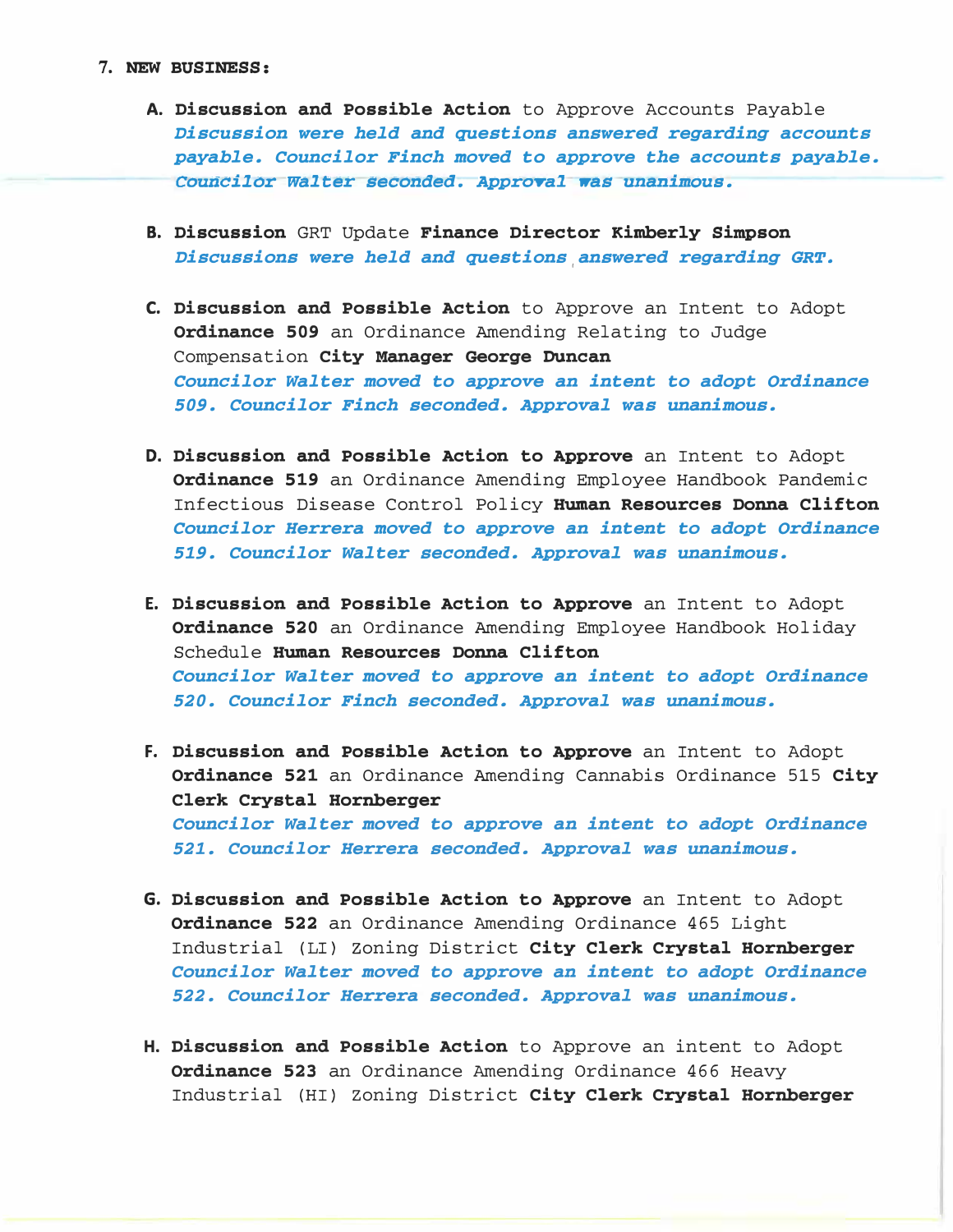7. **NEW BUSINESS:**

   A. **Discussion and Possible Action** to Approve Accounts Payable
      ***Discussion were held and questions answered regarding accounts payable. Councilor Finch moved to approve the accounts payable. Councilor Walter seconded. Approval was unanimous.***

   B. **Discussion** GRT Update **Finance Director Kimberly Simpson**
      ***Discussions were held and questions answered regarding GRT.***

   C. **Discussion and Possible Action** to Approve an Intent to Adopt **Ordinance 509** an Ordinance Amending Relating to Judge Compensation **City Manager George Duncan**
      ***Councilor Walter moved to approve an intent to adopt Ordinance 509. Councilor Finch seconded. Approval was unanimous.***

   D. **Discussion and Possible Action to Approve** an Intent to Adopt **Ordinance 519** an Ordinance Amending Employee Handbook Pandemic Infectious Disease Control Policy **Human Resources Donna Clifton**
      ***Councilor Herrera moved to approve an intent to adopt Ordinance 519. Councilor Walter seconded. Approval was unanimous.***

   E. **Discussion and Possible Action to Approve** an Intent to Adopt **Ordinance 520** an Ordinance Amending Employee Handbook Holiday Schedule **Human Resources Donna Clifton**
      ***Councilor Walter moved to approve an intent to adopt Ordinance 520. Councilor Finch seconded. Approval was unanimous.***

   F. **Discussion and Possible Action to Approve** an Intent to Adopt **Ordinance 521** an Ordinance Amending Cannabis Ordinance 515 **City Clerk Crystal Hornberger**
      ***Councilor Walter moved to approve an intent to adopt Ordinance 521. Councilor Herrera seconded. Approval was unanimous.***

   G. **Discussion and Possible Action to Approve** an Intent to Adopt **Ordinance 522** an Ordinance Amending Ordinance 465 Light Industrial (LI) Zoning District **City Clerk Crystal Hornberger**
      ***Councilor Walter moved to approve an intent to adopt Ordinance 522. Councilor Herrera seconded. Approval was unanimous.***

   H. **Discussion and Possible Action** to Approve an intent to Adopt **Ordinance 523** an Ordinance Amending Ordinance 466 Heavy Industrial (HI) Zoning District **City Clerk Crystal Hornberger**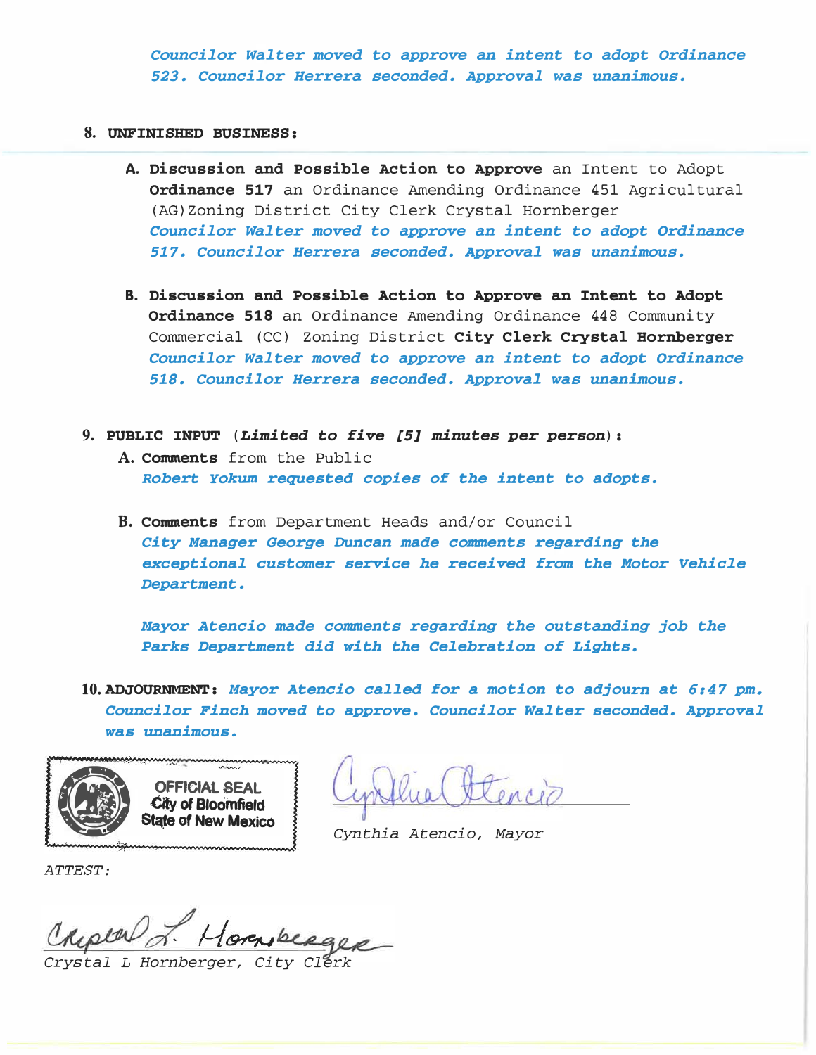***Councilor Walter moved to approve an intent to adopt Ordinance 523. Councilor Herrera seconded. Approval was unanimous.***

**8. UNFINISHED BUSINESS:**

**A. Discussion and Possible Action to Approve** an Intent to Adopt **Ordinance 517** an Ordinance Amending Ordinance 451 Agricultural (AG)Zoning District City Clerk Crystal Hornberger
***Councilor Walter moved to approve an intent to adopt Ordinance 517. Councilor Herrera seconded. Approval was unanimous.***

**B. Discussion and Possible Action to Approve an Intent to Adopt Ordinance 518** an Ordinance Amending Ordinance 448 Community Commercial (CC) Zoning District **City Clerk Crystal Hornberger**
***Councilor Walter moved to approve an intent to adopt Ordinance 518. Councilor Herrera seconded. Approval was unanimous.***

**9. PUBLIC INPUT** (***Limited to five [5] minutes per person***)**:**

**A. Comments** from the Public
***Robert Yokum requested copies of the intent to adopts.***

**B. Comments** from Department Heads and/or Council
***City Manager George Duncan made comments regarding the exceptional customer service he received from the Motor Vehicle Department.***

***Mayor Atencio made comments regarding the outstanding job the Parks Department did with the Celebration of Lights.***

**10. ADJOURNMENT:** ***Mayor Atencio called for a motion to adjourn at 6:47 pm. Councilor Finch moved to approve. Councilor Walter seconded. Approval was unanimous.***

OFFICIAL SEAL
City of Bloomfield
State of New Mexico

*Cynthia Atencio, Mayor*

*ATTEST:*

*Crystal L Hornberger, City Clerk*